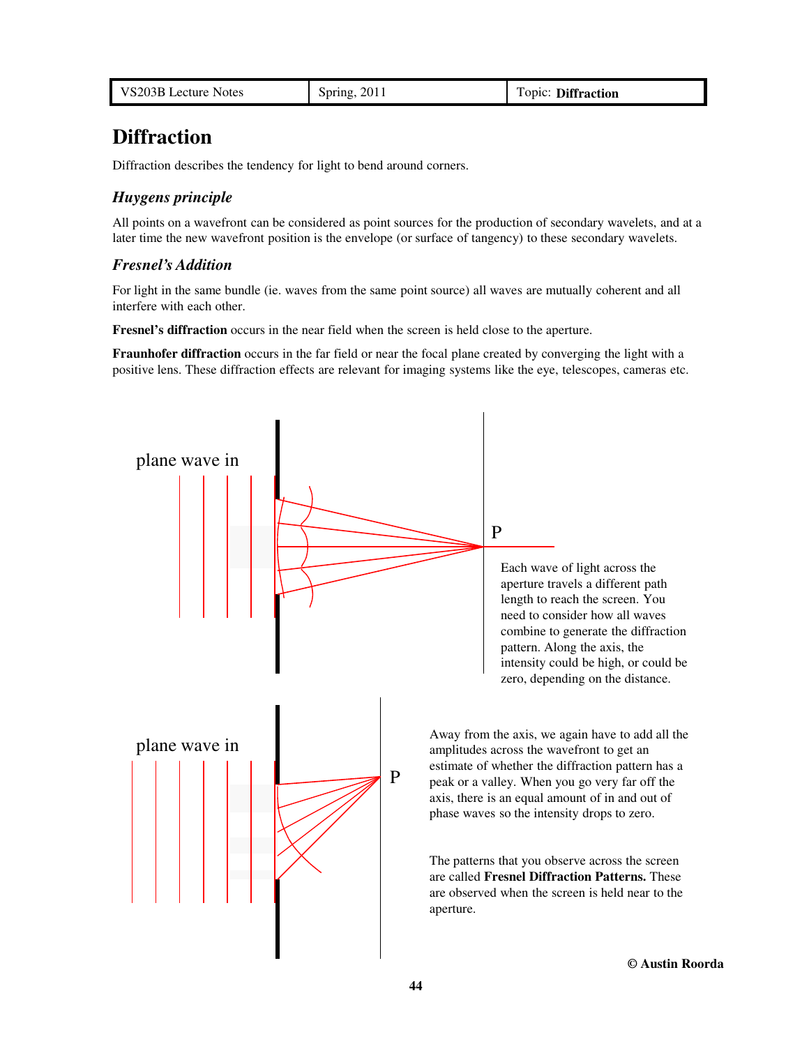# Diffraction

Diffraction describes the tendency for light to bend around corners.

### *Huygens principle*

All points on a wavefront can be considered as point sources for the production of secondary wavelets, and at a later time the new wavefront position is the envelope (or surface of tangency) to these secondary wavelets.

### *Fresnel's Addition*

For light in the same bundle (ie. waves from the same point source) all waves are mutually coherent and all interfere with each other.

**Fresnel's diffraction** occurs in the near field when the screen is held close to the aperture.

**Fraunhofer diffraction** occurs in the far field or near the focal plane created by converging the light with a positive lens. These diffraction effects are relevant for imaging systems like the eye, telescopes, cameras etc.

plane wave in

P

Each wave of light across the aperture travels a different path length to reach the screen. You need to consider how all waves combine to generate the diffraction pattern. Along the axis, the intensity could be high, or could be zero, depending on the distance.

plane wave in

P

Away from the axis, we again have to add all the amplitudes across the wavefront to get an estimate of whether the diffraction pattern has a peak or a valley. When you go very far off the axis, there is an equal amount of in and out of phase waves so the intensity drops to zero.

The patterns that you observe across the screen are called **Fresnel Diffraction Patterns.** These are observed when the screen is held near to the aperture.

**© Austin Roorda**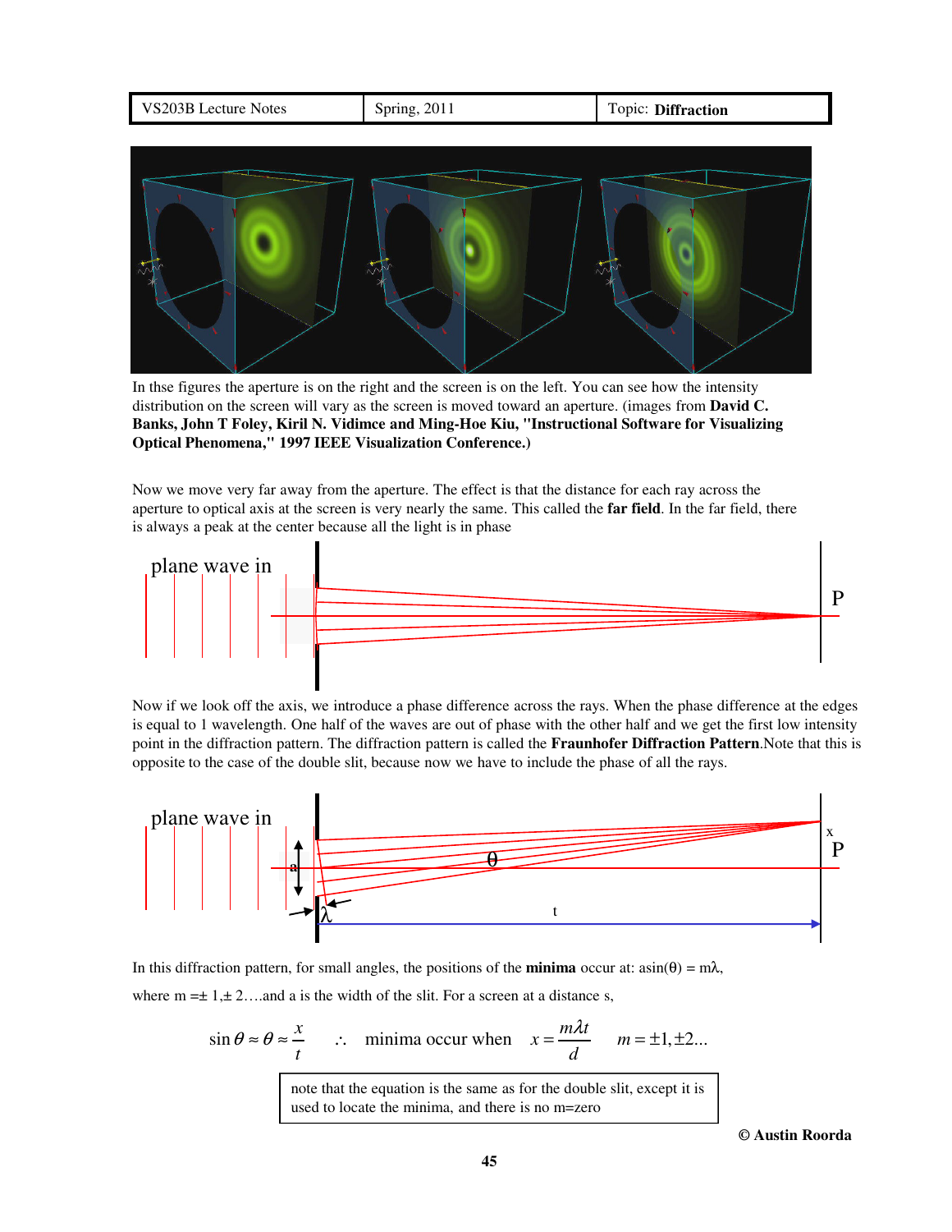In thse figures the aperture is on the right and the screen is on the left. You can see how the intensity distribution on the screen will vary as the screen is moved toward an aperture. (images from **David C. Banks, John T Foley, Kiril N. Vidimce and Ming-Hoe Kiu, "Instructional Software for Visualizing Optical Phenomena," 1997 IEEE Visualization Conference.)**

Now we move very far away from the aperture. The effect is that the distance for each ray across the aperture to optical axis at the screen is very nearly the same. This called the **far field**. In the far field, there is always a peak at the center because all the light is in phase

Now if we look off the axis, we introduce a phase difference across the rays. When the phase difference at the edges is equal to 1 wavelength. One half of the waves are out of phase with the other half and we get the first low intensity point in the diffraction pattern. The diffraction pattern is called the **Fraunhofer Diffraction Pattern**.Note that this is opposite to the case of the double slit, because now we have to include the phase of all the rays.

In this diffraction pattern, for small angles, the positions of the **minima** occur at: $a\sin(\theta) = m\lambda$,

where $m = \pm 1, \pm 2$….and a is the width of the slit. For a screen at a distance s,

$$\sin\theta \approx \theta \approx \frac{x}{t} \quad \therefore \quad \text{minima occur when} \quad x = \frac{m\lambda t}{d} \quad m = \pm 1, \pm 2 \ldots$$

> note that the equation is the same as for the double slit, except it is used to locate the minima, and there is no m=zero

**© Austin Roorda**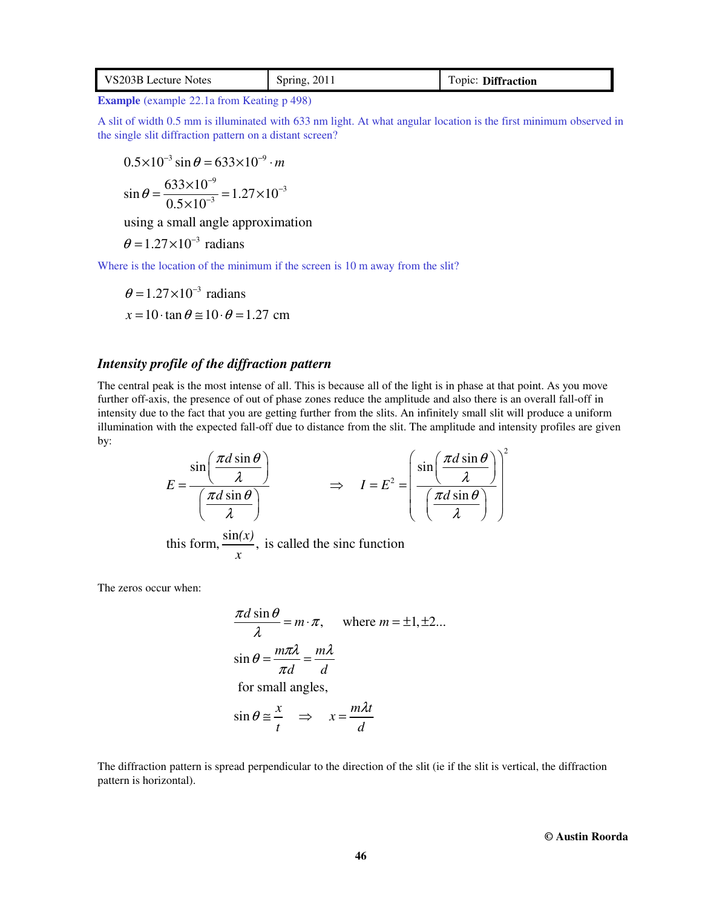**Example** (example 22.1a from Keating p 498)

A slit of width 0.5 mm is illuminated with 633 nm light. At what angular location is the first minimum observed in the single slit diffraction pattern on a distant screen?

$$0.5\times10^{-3}\sin\theta = 633\times10^{-9}\cdot m$$

$$\sin\theta = \frac{633\times10^{-9}}{0.5\times10^{-3}} = 1.27\times10^{-3}$$

using a small angle approximation

$$\theta = 1.27\times10^{-3} \text{ radians}$$

Where is the location of the minimum if the screen is 10 m away from the slit?

$$\theta = 1.27\times10^{-3} \text{ radians}$$

$$x = 10\cdot\tan\theta \cong 10\cdot\theta = 1.27 \text{ cm}$$

### *Intensity profile of the diffraction pattern*

The central peak is the most intense of all. This is because all of the light is in phase at that point. As you move further off-axis, the presence of out of phase zones reduce the amplitude and also there is an overall fall-off in intensity due to the fact that you are getting further from the slits. An infinitely small slit will produce a uniform illumination with the expected fall-off due to distance from the slit. The amplitude and intensity profiles are given by:

$$E = \frac{\sin\left(\frac{\pi d\sin\theta}{\lambda}\right)}{\left(\frac{\pi d\sin\theta}{\lambda}\right)} \qquad \Rightarrow \qquad I = E^2 = \left(\frac{\sin\left(\frac{\pi d\sin\theta}{\lambda}\right)}{\left(\frac{\pi d\sin\theta}{\lambda}\right)}\right)^2$$

this form, $\frac{\sin(x)}{x}$, is called the sinc function

The zeros occur when:

$$\frac{\pi d\sin\theta}{\lambda} = m\cdot\pi, \qquad \text{where } m = \pm1, \pm2...$$

$$\sin\theta = \frac{m\pi\lambda}{\pi d} = \frac{m\lambda}{d}$$

for small angles,

$$\sin\theta \cong \frac{x}{t} \quad \Rightarrow \quad x = \frac{m\lambda t}{d}$$

The diffraction pattern is spread perpendicular to the direction of the slit (ie if the slit is vertical, the diffraction pattern is horizontal).

© Austin Roorda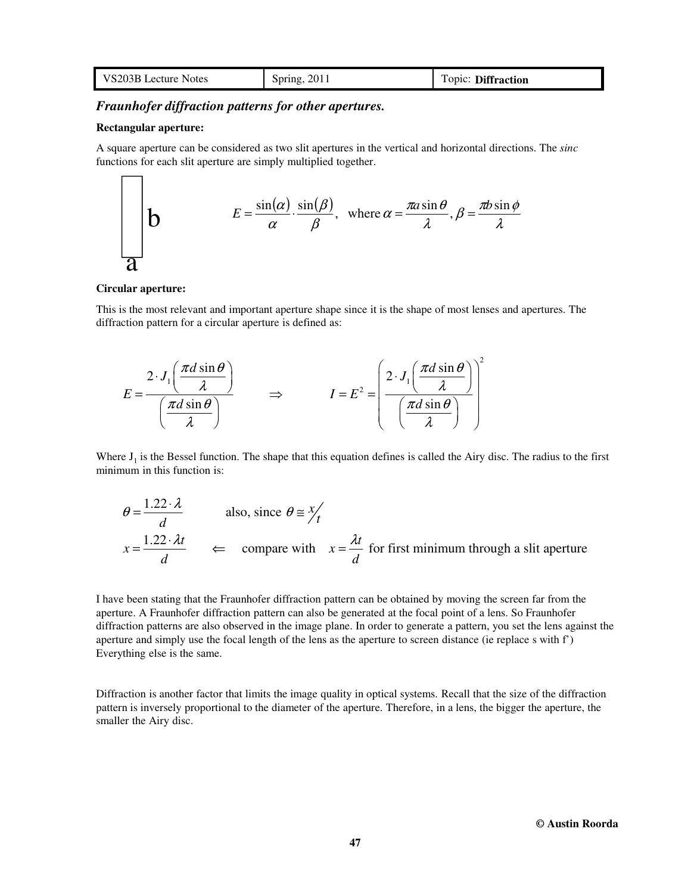### *Fraunhofer diffraction patterns for other apertures.*

**Rectangular aperture:**

A square aperture can be considered as two slit apertures in the vertical and horizontal directions. The *sinc* functions for each slit aperture are simply multiplied together.

b

a

$$E = \frac{\sin(\alpha)}{\alpha} \cdot \frac{\sin(\beta)}{\beta}, \quad \text{where } \alpha = \frac{\pi a \sin\theta}{\lambda}, \beta = \frac{\pi b \sin\phi}{\lambda}$$

**Circular aperture:**

This is the most relevant and important aperture shape since it is the shape of most lenses and apertures. The diffraction pattern for a circular aperture is defined as:

$$E = \frac{2 \cdot J_1\left(\frac{\pi d \sin\theta}{\lambda}\right)}{\left(\frac{\pi d \sin\theta}{\lambda}\right)} \qquad \Rightarrow \qquad I = E^2 = \left(\frac{2 \cdot J_1\left(\frac{\pi d \sin\theta}{\lambda}\right)}{\left(\frac{\pi d \sin\theta}{\lambda}\right)}\right)^2$$

Where $J_1$ is the Bessel function. The shape that this equation defines is called the Airy disc. The radius to the first minimum in this function is:

$$\theta = \frac{1.22 \cdot \lambda}{d} \qquad \text{also, since } \theta \cong x/t$$

$$x = \frac{1.22 \cdot \lambda t}{d} \qquad \Leftarrow \quad \text{compare with} \quad x = \frac{\lambda t}{d} \text{ for first minimum through a slit aperture}$$

I have been stating that the Fraunhofer diffraction pattern can be obtained by moving the screen far from the aperture. A Fraunhofer diffraction pattern can also be generated at the focal point of a lens. So Fraunhofer diffraction patterns are also observed in the image plane. In order to generate a pattern, you set the lens against the aperture and simply use the focal length of the lens as the aperture to screen distance (ie replace s with f') Everything else is the same.

Diffraction is another factor that limits the image quality in optical systems. Recall that the size of the diffraction pattern is inversely proportional to the diameter of the aperture. Therefore, in a lens, the bigger the aperture, the smaller the Airy disc.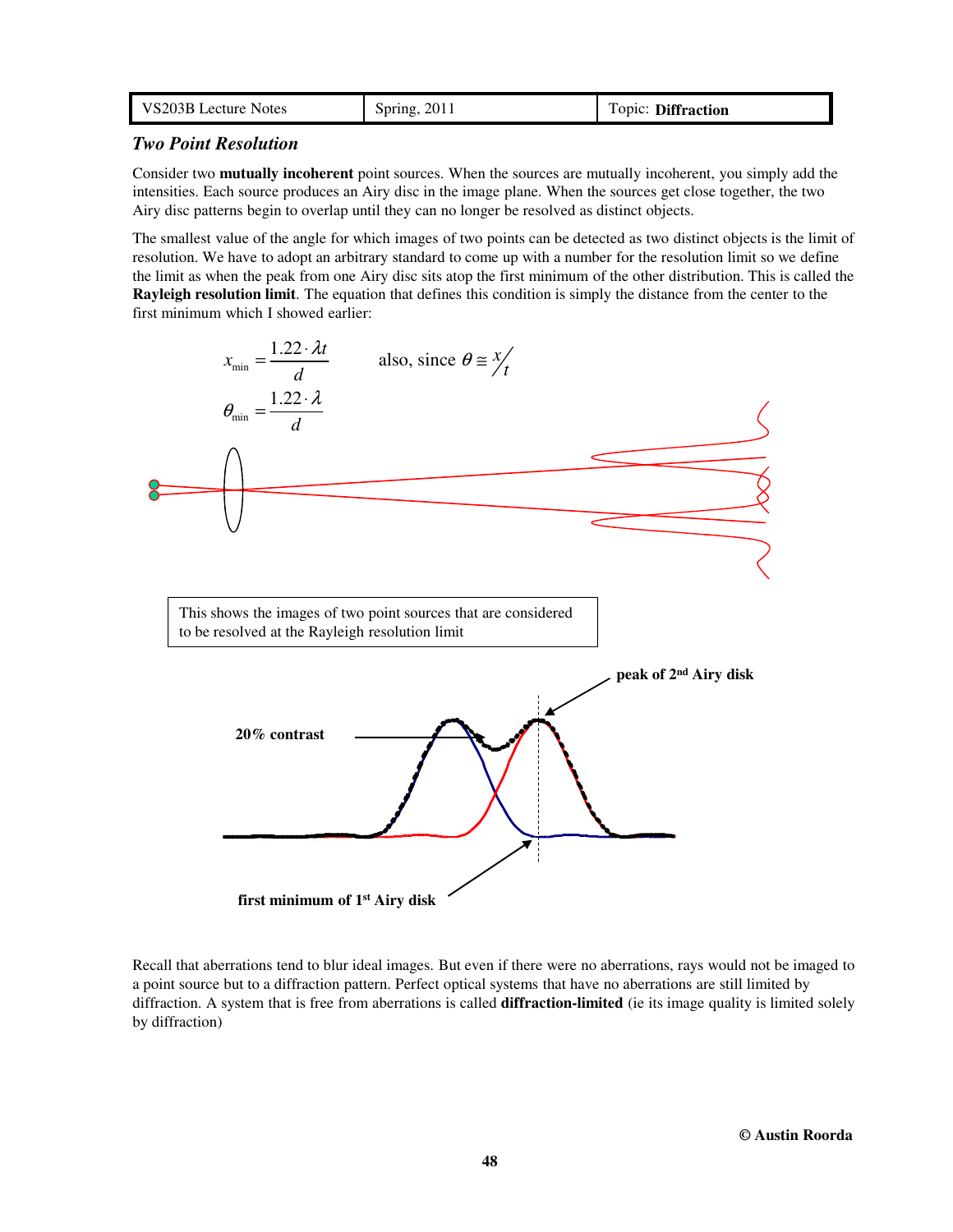## *Two Point Resolution*

Consider two **mutually incoherent** point sources. When the sources are mutually incoherent, you simply add the intensities. Each source produces an Airy disc in the image plane. When the sources get close together, the two Airy disc patterns begin to overlap until they can no longer be resolved as distinct objects.

The smallest value of the angle for which images of two points can be detected as two distinct objects is the limit of resolution. We have to adopt an arbitrary standard to come up with a number for the resolution limit so we define the limit as when the peak from one Airy disc sits atop the first minimum of the other distribution. This is called the **Rayleigh resolution limit**. The equation that defines this condition is simply the distance from the center to the first minimum which I showed earlier:

$$x_{\min} = \frac{1.22 \cdot \lambda t}{d} \qquad \text{also, since } \theta \cong x/t$$

$$\theta_{\min} = \frac{1.22 \cdot \lambda}{d}$$

This shows the images of two point sources that are considered to be resolved at the Rayleigh resolution limit

**20% contrast**

**peak of 2nd Airy disk**

**first minimum of 1st Airy disk**

Recall that aberrations tend to blur ideal images. But even if there were no aberrations, rays would not be imaged to a point source but to a diffraction pattern. Perfect optical systems that have no aberrations are still limited by diffraction. A system that is free from aberrations is called **diffraction-limited** (ie its image quality is limited solely by diffraction)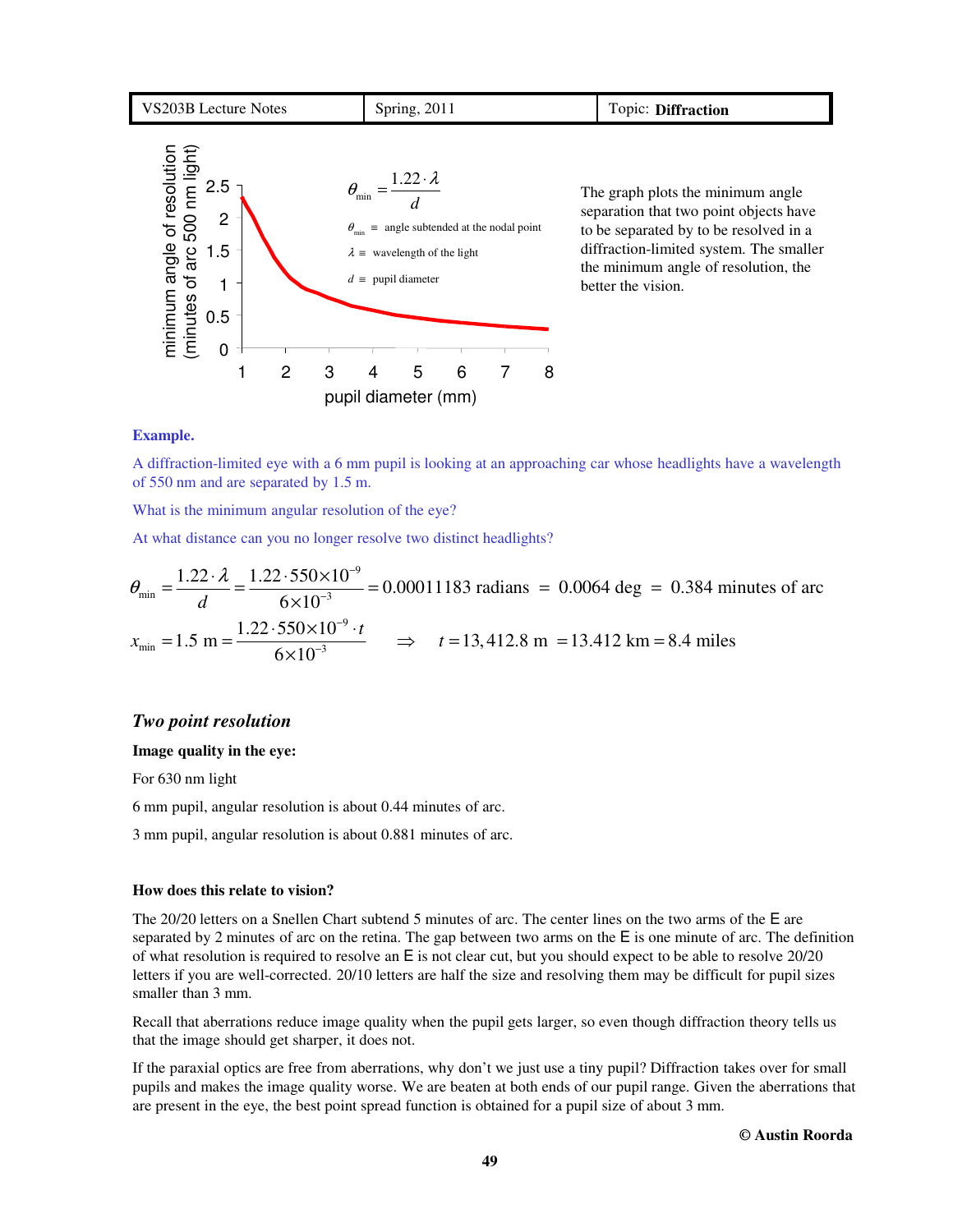minimum angle of resolution (minutes of arc 500 nm light)

2.5
2
1.5
1
0.5
0

1 2 3 4 5 6 7 8

pupil diameter (mm)

$$\theta_{\min} = \frac{1.22 \cdot \lambda}{d}$$

$\theta_{\min} \equiv$ angle subtended at the nodal point

$\lambda \equiv$ wavelength of the light

$d \equiv$ pupil diameter

The graph plots the minimum angle separation that two point objects have to be separated by to be resolved in a diffraction-limited system. The smaller the minimum angle of resolution, the better the vision.

**Example.**

A diffraction-limited eye with a 6 mm pupil is looking at an approaching car whose headlights have a wavelength of 550 nm and are separated by 1.5 m.

What is the minimum angular resolution of the eye?

At what distance can you no longer resolve two distinct headlights?

$$\theta_{\min} = \frac{1.22 \cdot \lambda}{d} = \frac{1.22 \cdot 550 \times 10^{-9}}{6 \times 10^{-3}} = 0.00011183 \text{ radians} = 0.0064 \text{ deg} = 0.384 \text{ minutes of arc}$$

$$x_{\min} = 1.5 \text{ m} = \frac{1.22 \cdot 550 \times 10^{-9} \cdot t}{6 \times 10^{-3}} \quad \Rightarrow \quad t = 13{,}412.8 \text{ m} = 13.412 \text{ km} = 8.4 \text{ miles}$$

## *Two point resolution*

**Image quality in the eye:**

For 630 nm light

6 mm pupil, angular resolution is about 0.44 minutes of arc.

3 mm pupil, angular resolution is about 0.881 minutes of arc.

**How does this relate to vision?**

The 20/20 letters on a Snellen Chart subtend 5 minutes of arc. The center lines on the two arms of the E are separated by 2 minutes of arc on the retina. The gap between two arms on the E is one minute of arc. The definition of what resolution is required to resolve an E is not clear cut, but you should expect to be able to resolve 20/20 letters if you are well-corrected. 20/10 letters are half the size and resolving them may be difficult for pupil sizes smaller than 3 mm.

Recall that aberrations reduce image quality when the pupil gets larger, so even though diffraction theory tells us that the image should get sharper, it does not.

If the paraxial optics are free from aberrations, why don't we just use a tiny pupil? Diffraction takes over for small pupils and makes the image quality worse. We are beaten at both ends of our pupil range. Given the aberrations that are present in the eye, the best point spread function is obtained for a pupil size of about 3 mm.

**© Austin Roorda**